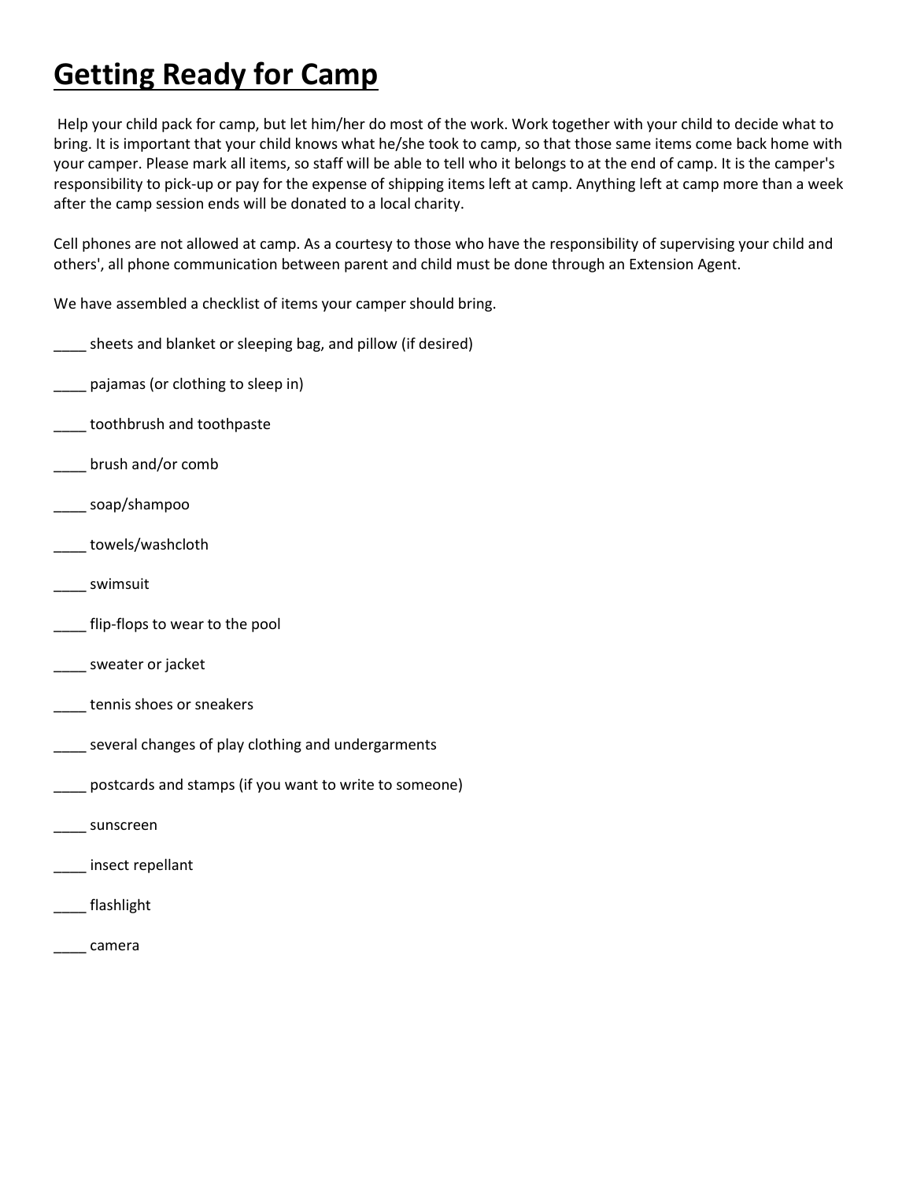# **Getting Ready for Camp**

Help your child pack for camp, but let him/her do most of the work. Work together with your child to decide what to bring. It is important that your child knows what he/she took to camp, so that those same items come back home with your camper. Please mark all items, so staff will be able to tell who it belongs to at the end of camp. It is the camper's responsibility to pick-up or pay for the expense of shipping items left at camp. Anything left at camp more than a week after the camp session ends will be donated to a local charity.

Cell phones are not allowed at camp. As a courtesy to those who have the responsibility of supervising your child and others', all phone communication between parent and child must be done through an Extension Agent.

We have assembled a checklist of items your camper should bring.

____ sheets and blanket or sleeping bag, and pillow (if desired)

____ pajamas (or clothing to sleep in)

____ toothbrush and toothpaste

____ brush and/or comb

____ soap/shampoo

____ towels/washcloth

____ swimsuit

____ flip-flops to wear to the pool

____ sweater or jacket

____ tennis shoes or sneakers

____ several changes of play clothing and undergarments

____ postcards and stamps (if you want to write to someone)

____ sunscreen

____ insect repellant

____ flashlight

____ camera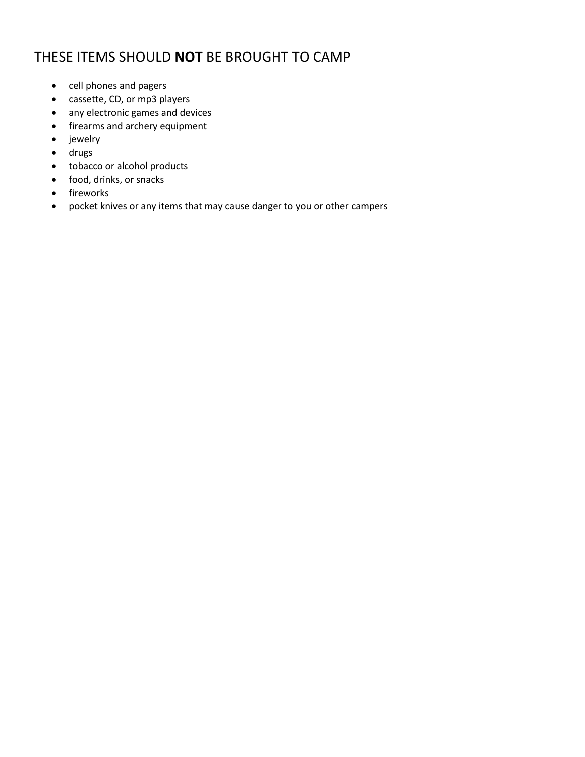## THESE ITEMS SHOULD **NOT** BE BROUGHT TO CAMP

- cell phones and pagers
- cassette, CD, or mp3 players
- any electronic games and devices
- firearms and archery equipment
- jewelry
- drugs
- tobacco or alcohol products
- food, drinks, or snacks
- fireworks
- pocket knives or any items that may cause danger to you or other campers